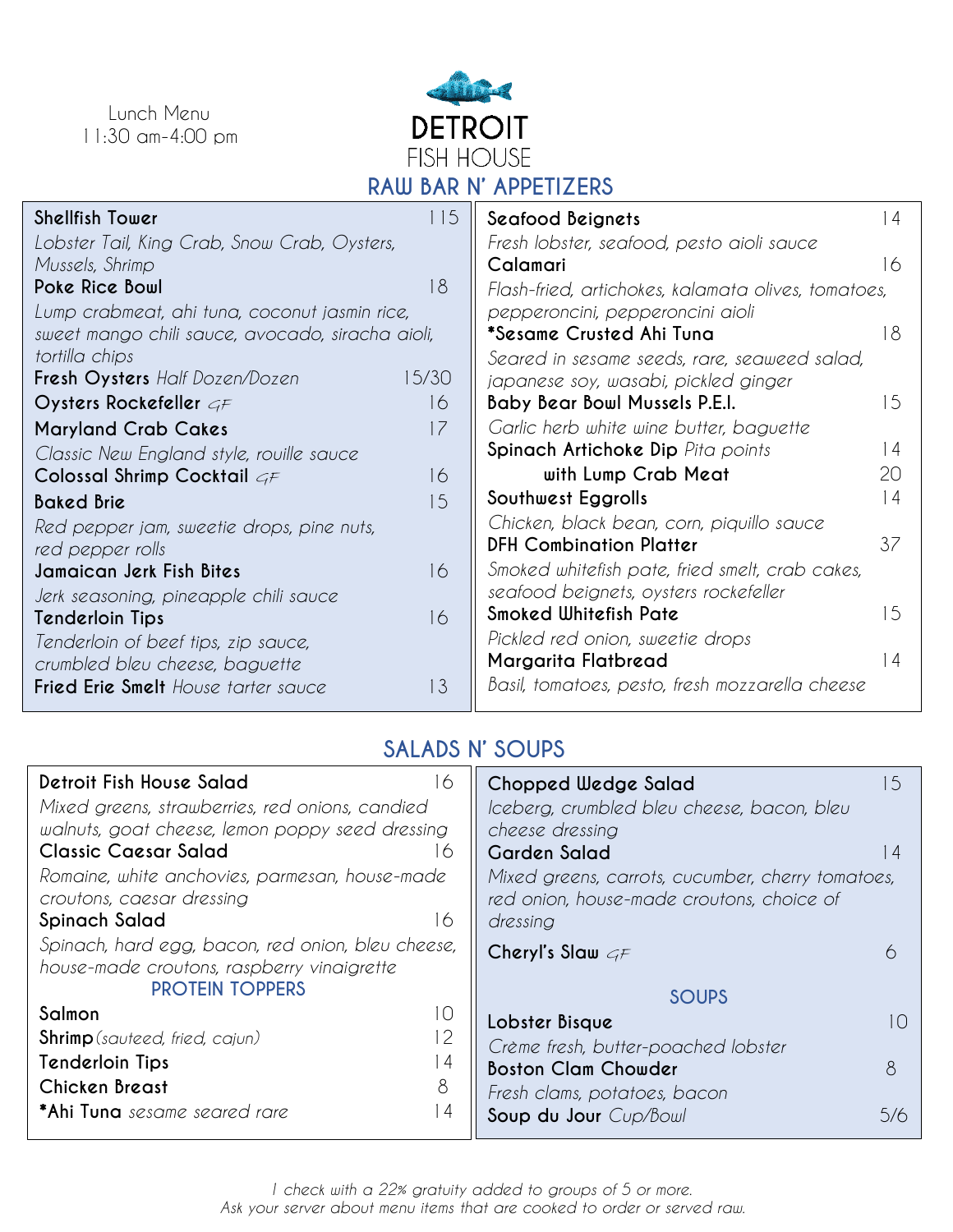Lunch Menu
11:30 am-4:00 pm

# DETROIT FISH HOUSE

## RAW BAR N' APPETIZERS

**Shellfish Tower** 115
*Lobster Tail, King Crab, Snow Crab, Oysters, Mussels, Shrimp*

**Poke Rice Bowl** 18
*Lump crabmeat, ahi tuna, coconut jasmin rice, sweet mango chili sauce, avocado, siracha aioli, tortilla chips*

**Fresh Oysters** *Half Dozen/Dozen* 15/30

**Oysters Rockefeller** *GF* 16

**Maryland Crab Cakes** 17
*Classic New England style, rouille sauce*

**Colossal Shrimp Cocktail** *GF* 16

**Baked Brie** 15
*Red pepper jam, sweetie drops, pine nuts, red pepper rolls*

**Jamaican Jerk Fish Bites** 16
*Jerk seasoning, pineapple chili sauce*

**Tenderloin Tips** 16
*Tenderloin of beef tips, zip sauce, crumbled bleu cheese, baguette*

**Fried Erie Smelt** *House tarter sauce* 13

**Seafood Beignets** 14
*Fresh lobster, seafood, pesto aioli sauce*

**Calamari** 16
*Flash-fried, artichokes, kalamata olives, tomatoes, pepperoncini, pepperoncini aioli*

**\*Sesame Crusted Ahi Tuna** 18
*Seared in sesame seeds, rare, seaweed salad, japanese soy, wasabi, pickled ginger*

**Baby Bear Bowl Mussels P.E.I.** 15
*Garlic herb white wine butter, baguette*

**Spinach Artichoke Dip** *Pita points* 14
**with Lump Crab Meat** 20

**Southwest Eggrolls** 14
*Chicken, black bean, corn, piquillo sauce*

**DFH Combination Platter** 37
*Smoked whitefish pate, fried smelt, crab cakes, seafood beignets, oysters rockefeller*

**Smoked Whitefish Pate** 15
*Pickled red onion, sweetie drops*

**Margarita Flatbread** 14
*Basil, tomatoes, pesto, fresh mozzarella cheese*

## SALADS N' SOUPS

**Detroit Fish House Salad** 16
*Mixed greens, strawberries, red onions, candied walnuts, goat cheese, lemon poppy seed dressing*

**Classic Caesar Salad** 16
*Romaine, white anchovies, parmesan, house-made croutons, caesar dressing*

**Spinach Salad** 16
*Spinach, hard egg, bacon, red onion, bleu cheese, house-made croutons, raspberry vinaigrette*

### PROTEIN TOPPERS

**Salmon** 10
**Shrimp** *(sauteed, fried, cajun)* 12
**Tenderloin Tips** 14
**Chicken Breast** 8
**\*Ahi Tuna** *sesame seared rare* 14

**Chopped Wedge Salad** 15
*Iceberg, crumbled bleu cheese, bacon, bleu cheese dressing*

**Garden Salad** 14
*Mixed greens, carrots, cucumber, cherry tomatoes, red onion, house-made croutons, choice of dressing*

**Cheryl's Slaw** *GF* 6

### SOUPS

**Lobster Bisque** 10
*Crème fresh, butter-poached lobster*

**Boston Clam Chowder** 8
*Fresh clams, potatoes, bacon*

**Soup du Jour** *Cup/Bowl* 5/6

*1 check with a 22% gratuity added to groups of 5 or more.*
*Ask your server about menu items that are cooked to order or served raw.*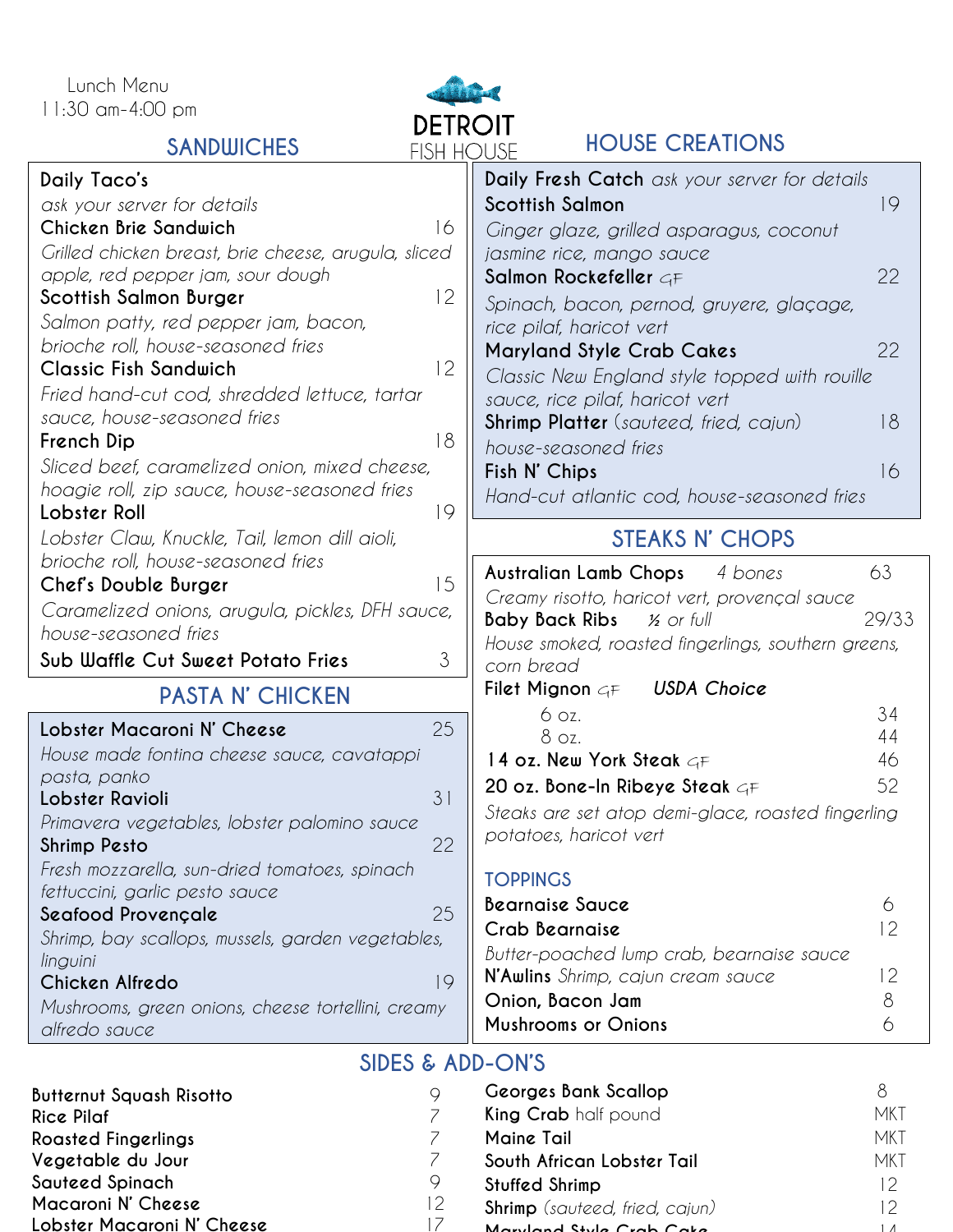Lunch Menu
11:30 am-4:00 pm

# DETROIT FISH HOUSE

## SANDWICHES

**Daily Taco's**
*ask your server for details*

**Chicken Brie Sandwich** 16
*Grilled chicken breast, brie cheese, arugula, sliced apple, red pepper jam, sour dough*

**Scottish Salmon Burger** 12
*Salmon patty, red pepper jam, bacon, brioche roll, house-seasoned fries*

**Classic Fish Sandwich** 12
*Fried hand-cut cod, shredded lettuce, tartar sauce, house-seasoned fries*

**French Dip** 18
*Sliced beef, caramelized onion, mixed cheese, hoagie roll, zip sauce, house-seasoned fries*

**Lobster Roll** 19
*Lobster Claw, Knuckle, Tail, lemon dill aioli, brioche roll, house-seasoned fries*

**Chef's Double Burger** 15
*Caramelized onions, arugula, pickles, DFH sauce, house-seasoned fries*

**Sub Waffle Cut Sweet Potato Fries** 3

## PASTA N' CHICKEN

**Lobster Macaroni N' Cheese** 25
*House made fontina cheese sauce, cavatappi pasta, panko*

**Lobster Ravioli** 31
*Primavera vegetables, lobster palomino sauce*

**Shrimp Pesto** 22
*Fresh mozzarella, sun-dried tomatoes, spinach fettuccini, garlic pesto sauce*

**Seafood Provençale** 25
*Shrimp, bay scallops, mussels, garden vegetables, linguini*

**Chicken Alfredo** 19
*Mushrooms, green onions, cheese tortellini, creamy alfredo sauce*

## HOUSE CREATIONS

**Daily Fresh Catch** *ask your server for details*

**Scottish Salmon** 19
*Ginger glaze, grilled asparagus, coconut jasmine rice, mango sauce*

**Salmon Rockefeller** GF 22
*Spinach, bacon, pernod, gruyere, glaçage, rice pilaf, haricot vert*

**Maryland Style Crab Cakes** 22
*Classic New England style topped with rouille sauce, rice pilaf, haricot vert*

**Shrimp Platter** *(sauteed, fried, cajun)* 18
*house-seasoned fries*

**Fish N' Chips** 16
*Hand-cut atlantic cod, house-seasoned fries*

## STEAKS N' CHOPS

**Australian Lamb Chops** *4 bones* 63
*Creamy risotto, haricot vert, provençal sauce*

**Baby Back Ribs** *½ or full* 29/33
*House smoked, roasted fingerlings, southern greens, corn bread*

**Filet Mignon** GF *USDA Choice*
6 oz. 34
8 oz. 44

**14 oz. New York Steak** GF 46

**20 oz. Bone-In Ribeye Steak** GF 52

*Steaks are set atop demi-glace, roasted fingerling potatoes, haricot vert*

### TOPPINGS

**Bearnaise Sauce** 6

**Crab Bearnaise** 12
*Butter-poached lump crab, bearnaise sauce*

**N'Awlins** *Shrimp, cajun cream sauce* 12

**Onion, Bacon Jam** 8

**Mushrooms or Onions** 6

## SIDES & ADD-ON'S

| | |
|---|---|
| **Butternut Squash Risotto** | 9 |
| **Rice Pilaf** | 7 |
| **Roasted Fingerlings** | 7 |
| **Vegetable du Jour** | 7 |
| **Sauteed Spinach** | 9 |
| **Macaroni N' Cheese** | 12 |
| **Lobster Macaroni N' Cheese** | 17 |
| **Georges Bank Scallop** | 8 |
| **King Crab** half pound | MKT |
| **Maine Tail** | MKT |
| **South African Lobster Tail** | MKT |
| **Stuffed Shrimp** | 12 |
| **Shrimp** *(sauteed, fried, cajun)* | 12 |
| **Maryland Style Crab Cake** | 14 |